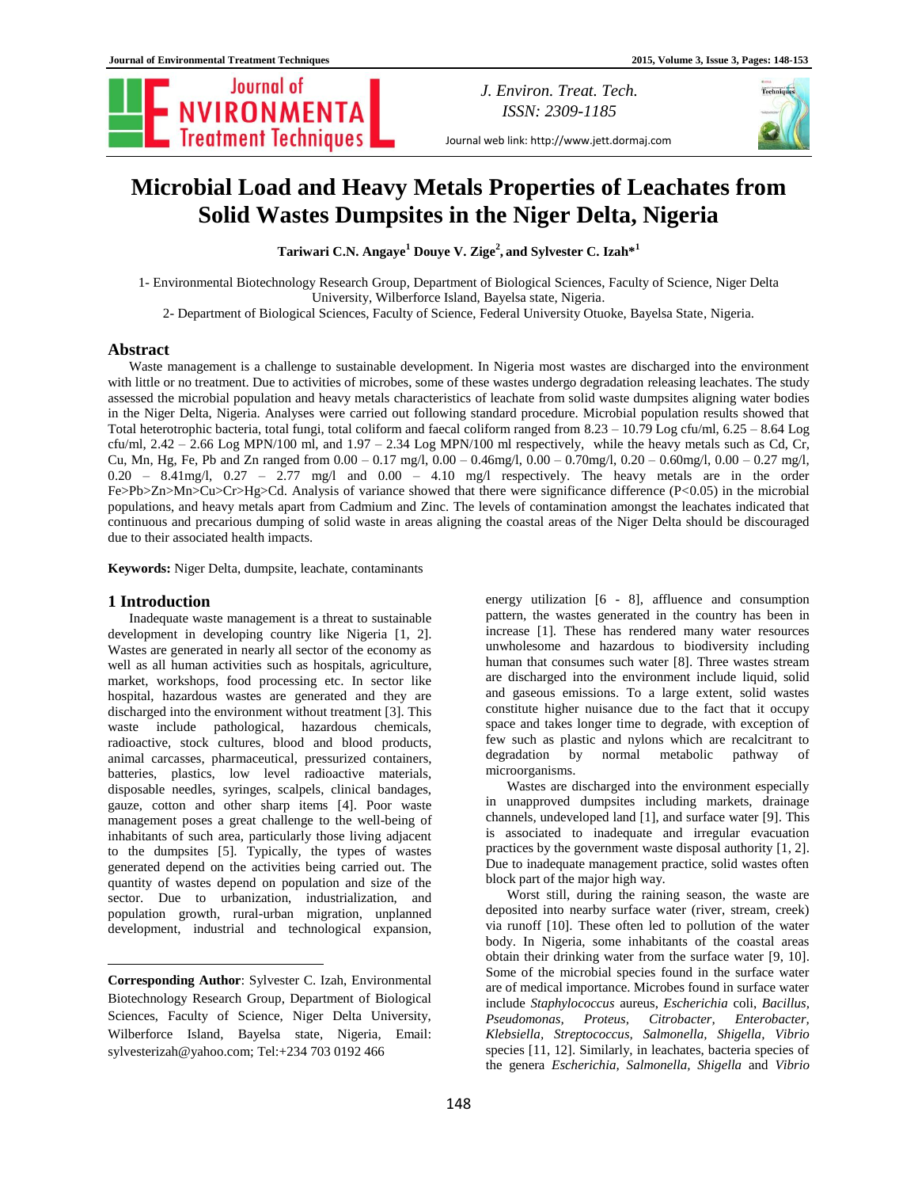# Microbial Load and Heavy Metals Properties of Leachates from Solid Wastes Dumpsites in the Niger Delta, Nigeria

**Tariwari C.N. Angaye[1] Douye V. Zige[2], and Sylvester C. Izah*[1]**

1- Environmental Biotechnology Research Group, Department of Biological Sciences, Faculty of Science, Niger Delta University, Wilberforce Island, Bayelsa state, Nigeria.

2- Department of Biological Sciences, Faculty of Science, Federal University Otuoke, Bayelsa State, Nigeria.

## Abstract

Waste management is a challenge to sustainable development. In Nigeria most wastes are discharged into the environment with little or no treatment. Due to activities of microbes, some of these wastes undergo degradation releasing leachates. The study assessed the microbial population and heavy metals characteristics of leachate from solid waste dumpsites aligning water bodies in the Niger Delta, Nigeria. Analyses were carried out following standard procedure. Microbial population results showed that Total heterotrophic bacteria, total fungi, total coliform and faecal coliform ranged from 8.23 – 10.79 Log cfu/ml, 6.25 – 8.64 Log cfu/ml, 2.42 – 2.66 Log MPN/100 ml, and 1.97 – 2.34 Log MPN/100 ml respectively, while the heavy metals such as Cd, Cr, Cu, Mn, Hg, Fe, Pb and Zn ranged from 0.00 – 0.17 mg/l, 0.00 – 0.46mg/l, 0.00 – 0.70mg/l, 0.20 – 0.60mg/l, 0.00 – 0.27 mg/l, 0.20 – 8.41mg/l, 0.27 – 2.77 mg/l and 0.00 – 4.10 mg/l respectively. The heavy metals are in the order Fe>Pb>Zn>Mn>Cu>Cr>Hg>Cd. Analysis of variance showed that there were significance difference ($P<0.05$) in the microbial populations, and heavy metals apart from Cadmium and Zinc. The levels of contamination amongst the leachates indicated that continuous and precarious dumping of solid waste in areas aligning the coastal areas of the Niger Delta should be discouraged due to their associated health impacts.

**Keywords:** Niger Delta, dumpsite, leachate, contaminants

## 1 Introduction

Inadequate waste management is a threat to sustainable development in developing country like Nigeria [1, 2]. Wastes are generated in nearly all sector of the economy as well as all human activities such as hospitals, agriculture, market, workshops, food processing etc. In sector like hospital, hazardous wastes are generated and they are discharged into the environment without treatment [3]. This waste include pathological, hazardous chemicals, radioactive, stock cultures, blood and blood products, animal carcasses, pharmaceutical, pressurized containers, batteries, plastics, low level radioactive materials, disposable needles, syringes, scalpels, clinical bandages, gauze, cotton and other sharp items [4]. Poor waste management poses a great challenge to the well-being of inhabitants of such area, particularly those living adjacent to the dumpsites [5]. Typically, the types of wastes generated depend on the activities being carried out. The quantity of wastes depend on population and size of the sector. Due to urbanization, industrialization, and population growth, rural-urban migration, unplanned development, industrial and technological expansion, energy utilization [6 - 8], affluence and consumption pattern, the wastes generated in the country has been in increase [1]. These has rendered many water resources unwholesome and hazardous to biodiversity including human that consumes such water [8]. Three wastes stream are discharged into the environment include liquid, solid and gaseous emissions. To a large extent, solid wastes constitute higher nuisance due to the fact that it occupy space and takes longer time to degrade, with exception of few such as plastic and nylons which are recalcitrant to degradation by normal metabolic pathway of microorganisms.

Wastes are discharged into the environment especially in unapproved dumpsites including markets, drainage channels, undeveloped land [1], and surface water [9]. This is associated to inadequate and irregular evacuation practices by the government waste disposal authority [1, 2]. Due to inadequate management practice, solid wastes often block part of the major high way.

Worst still, during the raining season, the waste are deposited into nearby surface water (river, stream, creek) via runoff [10]. These often led to pollution of the water body. In Nigeria, some inhabitants of the coastal areas obtain their drinking water from the surface water [9, 10]. Some of the microbial species found in the surface water are of medical importance. Microbes found in surface water include *Staphylococcus* aureus, *Escherichia* coli, *Bacillus, Pseudomonas, Proteus, Citrobacter, Enterobacter, Klebsiella, Streptococcus, Salmonella, Shigella, Vibrio* species [11, 12]. Similarly, in leachates, bacteria species of the genera *Escherichia, Salmonella, Shigella* and *Vibrio*

**Corresponding Author**: Sylvester C. Izah, Environmental Biotechnology Research Group, Department of Biological Sciences, Faculty of Science, Niger Delta University, Wilberforce Island, Bayelsa state, Nigeria, Email: sylvesterizah@yahoo.com; Tel:+234 703 0192 466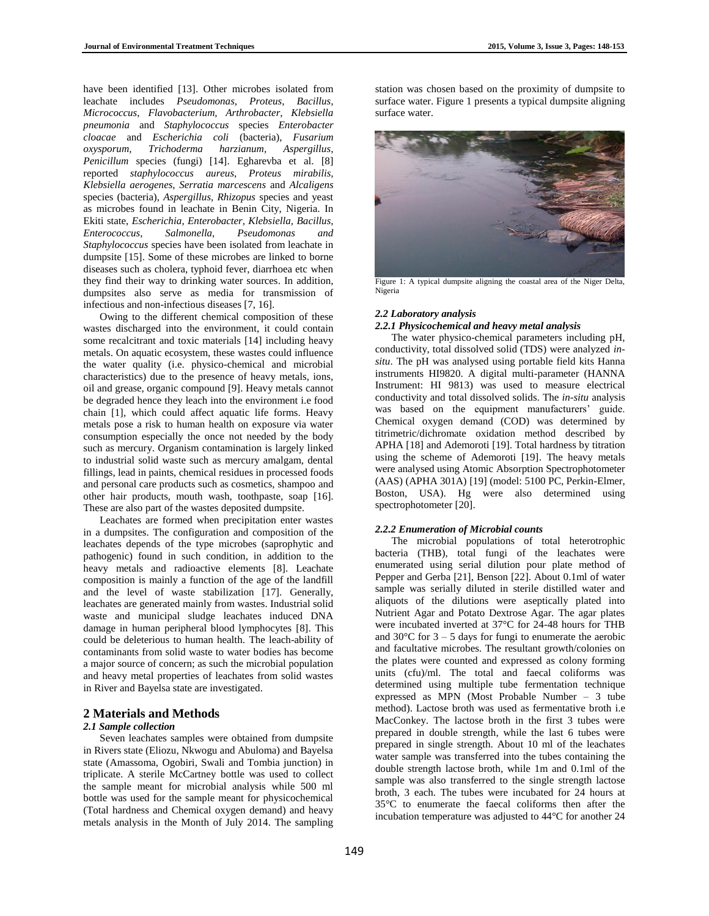have been identified [13]. Other microbes isolated from leachate includes *Pseudomonas, Proteus, Bacillus, Micrococcus*, *Flavobacterium*, *Arthrobacter, Klebsiella pneumonia* and *Staphylococcus* species *Enterobacter cloacae* and *Escherichia coli* (bacteria), *Fusarium oxysporum, Trichoderma harzianum, Aspergillus, Penicillum* species (fungi) [14]. Egharevba et al. [8] reported *staphylococcus aureus, Proteus mirabilis, Klebsiella aerogenes, Serratia marcescens* and *Alcaligens* species (bacteria), *Aspergillus*, *Rhizopus* species and yeast as microbes found in leachate in Benin City, Nigeria. In Ekiti state, *Escherichia, Enterobacter, Klebsiella, Bacillus, Enterococcus, Salmonella, Pseudomonas and Staphylococcus* species have been isolated from leachate in dumpsite [15]. Some of these microbes are linked to borne diseases such as cholera, typhoid fever, diarrhoea etc when they find their way to drinking water sources. In addition, dumpsites also serve as media for transmission of infectious and non-infectious diseases [7, 16].

Owing to the different chemical composition of these wastes discharged into the environment, it could contain some recalcitrant and toxic materials [14] including heavy metals. On aquatic ecosystem, these wastes could influence the water quality (i.e. physico-chemical and microbial characteristics) due to the presence of heavy metals, ions, oil and grease, organic compound [9]. Heavy metals cannot be degraded hence they leach into the environment i.e food chain [1], which could affect aquatic life forms. Heavy metals pose a risk to human health on exposure via water consumption especially the once not needed by the body such as mercury. Organism contamination is largely linked to industrial solid waste such as mercury amalgam, dental fillings, lead in paints, chemical residues in processed foods and personal care products such as cosmetics, shampoo and other hair products, mouth wash, toothpaste, soap [16]. These are also part of the wastes deposited dumpsite.

Leachates are formed when precipitation enter wastes in a dumpsites. The configuration and composition of the leachates depends of the type microbes (saprophytic and pathogenic) found in such condition, in addition to the heavy metals and radioactive elements [8]. Leachate composition is mainly a function of the age of the landfill and the level of waste stabilization [17]. Generally, leachates are generated mainly from wastes. Industrial solid waste and municipal sludge leachates induced DNA damage in human peripheral blood lymphocytes [8]. This could be deleterious to human health. The leach-ability of contaminants from solid waste to water bodies has become a major source of concern; as such the microbial population and heavy metal properties of leachates from solid wastes in River and Bayelsa state are investigated.

## 2 Materials and Methods

### *2.1 Sample collection*

Seven leachates samples were obtained from dumpsite in Rivers state (Eliozu, Nkwogu and Abuloma) and Bayelsa state (Amassoma, Ogobiri, Swali and Tombia junction) in triplicate. A sterile McCartney bottle was used to collect the sample meant for microbial analysis while 500 ml bottle was used for the sample meant for physicochemical (Total hardness and Chemical oxygen demand) and heavy metals analysis in the Month of July 2014. The sampling station was chosen based on the proximity of dumpsite to surface water. Figure 1 presents a typical dumpsite aligning surface water.

Figure 1: A typical dumpsite aligning the coastal area of the Niger Delta, Nigeria

### *2.2 Laboratory analysis*

#### *2.2.1 Physicochemical and heavy metal analysis*

The water physico-chemical parameters including pH, conductivity, total dissolved solid (TDS) were analyzed *in-situ*. The pH was analysed using portable field kits Hanna instruments HI9820. A digital multi-parameter (HANNA Instrument: HI 9813) was used to measure electrical conductivity and total dissolved solids. The *in-situ* analysis was based on the equipment manufacturers' guide. Chemical oxygen demand (COD) was determined by titrimetric/dichromate oxidation method described by APHA [18] and Ademoroti [19]. Total hardness by titration using the scheme of Ademoroti [19]. The heavy metals were analysed using Atomic Absorption Spectrophotometer (AAS) (APHA 301A) [19] (model: 5100 PC, Perkin-Elmer, Boston, USA). Hg were also determined using spectrophotometer [20].

#### *2.2.2 Enumeration of Microbial counts*

The microbial populations of total heterotrophic bacteria (THB), total fungi of the leachates were enumerated using serial dilution pour plate method of Pepper and Gerba [21], Benson [22]. About 0.1ml of water sample was serially diluted in sterile distilled water and aliquots of the dilutions were aseptically plated into Nutrient Agar and Potato Dextrose Agar. The agar plates were incubated inverted at 37°C for 24-48 hours for THB and 30°C for 3 – 5 days for fungi to enumerate the aerobic and facultative microbes. The resultant growth/colonies on the plates were counted and expressed as colony forming units (cfu)/ml. The total and faecal coliforms was determined using multiple tube fermentation technique expressed as MPN (Most Probable Number – 3 tube method). Lactose broth was used as fermentative broth i.e MacConkey. The lactose broth in the first 3 tubes were prepared in double strength, while the last 6 tubes were prepared in single strength. About 10 ml of the leachates water sample was transferred into the tubes containing the double strength lactose broth, while 1m and 0.1ml of the sample was also transferred to the single strength lactose broth, 3 each. The tubes were incubated for 24 hours at 35°C to enumerate the faecal coliforms then after the incubation temperature was adjusted to 44°C for another 24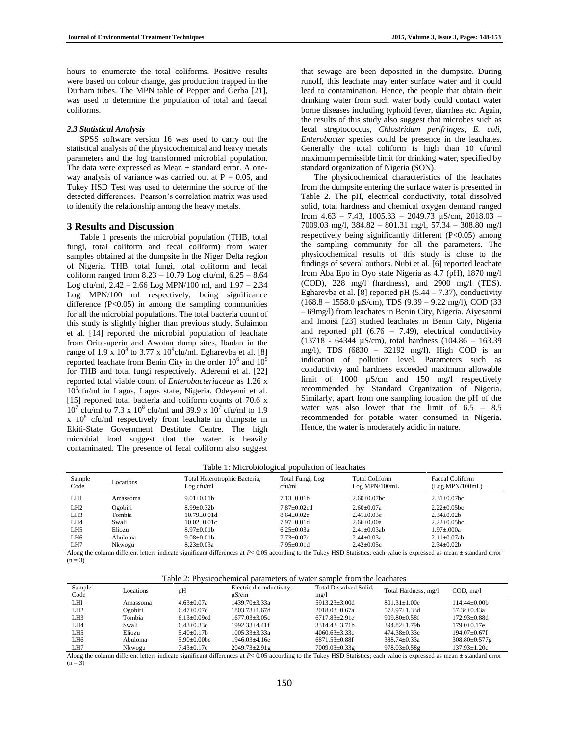hours to enumerate the total coliforms. Positive results were based on colour change, gas production trapped in the Durham tubes. The MPN table of Pepper and Gerba [21], was used to determine the population of total and faecal coliforms.

### *2.3 Statistical Analysis*

SPSS software version 16 was used to carry out the statistical analysis of the physicochemical and heavy metals parameters and the log transformed microbial population. The data were expressed as Mean ± standard error. A one-way analysis of variance was carried out at P = 0.05, and Tukey HSD Test was used to determine the source of the detected differences. Pearson's correlation matrix was used to identify the relationship among the heavy metals.

## 3 Results and Discussion

Table 1 presents the microbial population (THB, total fungi, total coliform and fecal coliform) from water samples obtained at the dumpsite in the Niger Delta region of Nigeria. THB, total fungi, total coliform and fecal coliform ranged from 8.23 – 10.79 Log cfu/ml, 6.25 – 8.64 Log cfu/ml, 2.42 – 2.66 Log MPN/100 ml, and 1.97 – 2.34 Log MPN/100 ml respectively, being significance difference (P<0.05) in among the sampling communities for all the microbial populations. The total bacteria count of this study is slightly higher than previous study. Sulaimon et al. [14] reported the microbial population of leachate from Orita-aperin and Awotan dump sites, Ibadan in the range of $1.9 \times 10^8$ to $3.77 \times 10^9$cfu/ml. Egharevba et al. [8] reported leachate from Benin City in the order $10^6$ and $10^5$ for THB and total fungi respectively. Aderemi et al. [22] reported total viable count of *Enterobacteriaceae* as $1.26 \times 10^5$cfu/ml in Lagos, Lagos state, Nigeria. Odeyemi et al. [15] reported total bacteria and coliform counts of $70.6 \times 10^7$ cfu/ml to $7.3 \times 10^8$ cfu/ml and $39.9 \times 10^7$ cfu/ml to $1.9 \times 10^8$ cfu/ml respectively from leachate in dumpsite in Ekiti-State Government Destitute Centre. The high microbial load suggest that the water is heavily contaminated. The presence of fecal coliform also suggest that sewage are been deposited in the dumpsite. During runoff, this leachate may enter surface water and it could lead to contamination. Hence, the people that obtain their drinking water from such water body could contact water borne diseases including typhoid fever, diarrhea etc. Again, the results of this study also suggest that microbes such as fecal streptococcus, *Chlostridum perifringes, E. coli, Enterobacter* species could be presence in the leachates. Generally the total coliform is high than 10 cfu/ml maximum permissible limit for drinking water, specified by standard organization of Nigeria (SON).

The physicochemical characteristics of the leachates from the dumpsite entering the surface water is presented in Table 2. The pH, electrical conductivity, total dissolved solid, total hardness and chemical oxygen demand ranged from 4.63 – 7.43, 1005.33 – 2049.73 µS/cm, 2018.03 – 7009.03 mg/l, 384.82 – 801.31 mg/l, 57.34 – 308.80 mg/l respectively being significantly different (P<0.05) among the sampling community for all the parameters. The physicochemical results of this study is close to the findings of several authors. Nubi et al. [6] reported leachate from Aba Epo in Oyo state Nigeria as 4.7 (pH), 1870 mg/l (COD), 228 mg/l (hardness), and 2900 mg/l (TDS). Egharevba et al. [8] reported pH (5.44 – 7.37), conductivity (168.8 – 1558.0 µS/cm), TDS (9.39 – 9.22 mg/l), COD (33 – 69mg/l) from leachates in Benin City, Nigeria. Aiyesanmi and Imoisi [23] studied leachates in Benin City, Nigeria and reported pH (6.76 – 7.49), electrical conductivity (13718 - 64344 µS/cm), total hardness (104.86 – 163.39 mg/l), TDS (6830 – 32192 mg/l). High COD is an indication of pollution level. Parameters such as conductivity and hardness exceeded maximum allowable limit of 1000 µS/cm and 150 mg/l respectively recommended by Standard Organization of Nigeria. Similarly, apart from one sampling location the pH of the water was also lower that the limit of 6.5 – 8.5 recommended for potable water consumed in Nigeria. Hence, the water is moderately acidic in nature.

Table 1: Microbiological population of leachates

| Sample Code | Locations | Total Heterotrophic Bacteria, Log cfu/ml | Total Fungi, Log cfu/ml | Total Coliform Log MPN/100mL | Faecal Coliform (Log MPN/100mL) |
|---|---|---|---|---|---|
| LHI | Amassoma | 9.01±0.01b | 7.13±0.01b | 2.60±0.07bc | 2.31±0.07bc |
| LH2 | Ogobiri | 8.99±0.32b | 7.87±0.02cd | 2.60±0.07a | 2.22±0.05bc |
| LH3 | Tombia | 10.79±0.01d | 8.64±0.02e | 2.41±0.03c | 2.34±0.02b |
| LH4 | Swali | 10.02±0.01c | 7.97±0.01d | 2.66±0.00a | 2.22±0.05bc |
| LH5 | Eliozu | 8.97±0.01b | 6.25±0.03a | 2.41±0.03ab | 1.97±.000a |
| LH6 | Abuloma | 9.08±0.01b | 7.73±0.07c | 2.44±0.03a | 2.11±0.07ab |
| LH7 | Nkwogu | 8.23±0.03a | 7.95±0.01d | 2.42±0.05c | 2.34±0.02b |

Along the column different letters indicate significant differences at *P*< 0.05 according to the Tukey HSD Statistics; each value is expressed as mean ± standard error (n = 3)

Table 2: Physicochemical parameters of water sample from the leachates

| Sample Code | Locations | pH | Electrical conductivity, µS/cm | Total Dissolved Solid, mg/l | Total Hardness, mg/l | COD, mg/l |
|---|---|---|---|---|---|---|
| LHI | Amassoma | 4.63±0.07a | 1439.70±3.33a | 5913.23±3.00d | 801.31±1.00e | 114.44±0.00b |
| LH2 | Ogobiri | 6.47±0.07d | 1803.73±1.67d | 2018.03±0.67a | 572.97±1.33d | 57.34±0.43a |
| LH3 | Tombia | 6.13±0.09cd | 1677.03±3.05c | 6717.83±2.91e | 909.80±0.58f | 172.93±0.88d |
| LH4 | Swali | 6.43±0.33d | 1992.33±4.41f | 3314.43±3.71b | 394.82±1.79b | 179.0±0.17e |
| LH5 | Eliozu | 5.40±0.17b | 1005.33±3.33a | 4060.63±3.33c | 474.38±0.33c | 194.07±0.67f |
| LH6 | Abuloma | 5.90±0.00bc | 1946.03±4.16e | 6871.53±0.88f | 388.74±0.33a | 308.80±0.577g |
| LH7 | Nkwogu | 7.43±0.17e | 2049.73±2.91g | 7009.03±0.33g | 978.03±0.58g | 137.93±1.20c |

Along the column different letters indicate significant differences at *P*< 0.05 according to the Tukey HSD Statistics; each value is expressed as mean ± standard error (n = 3)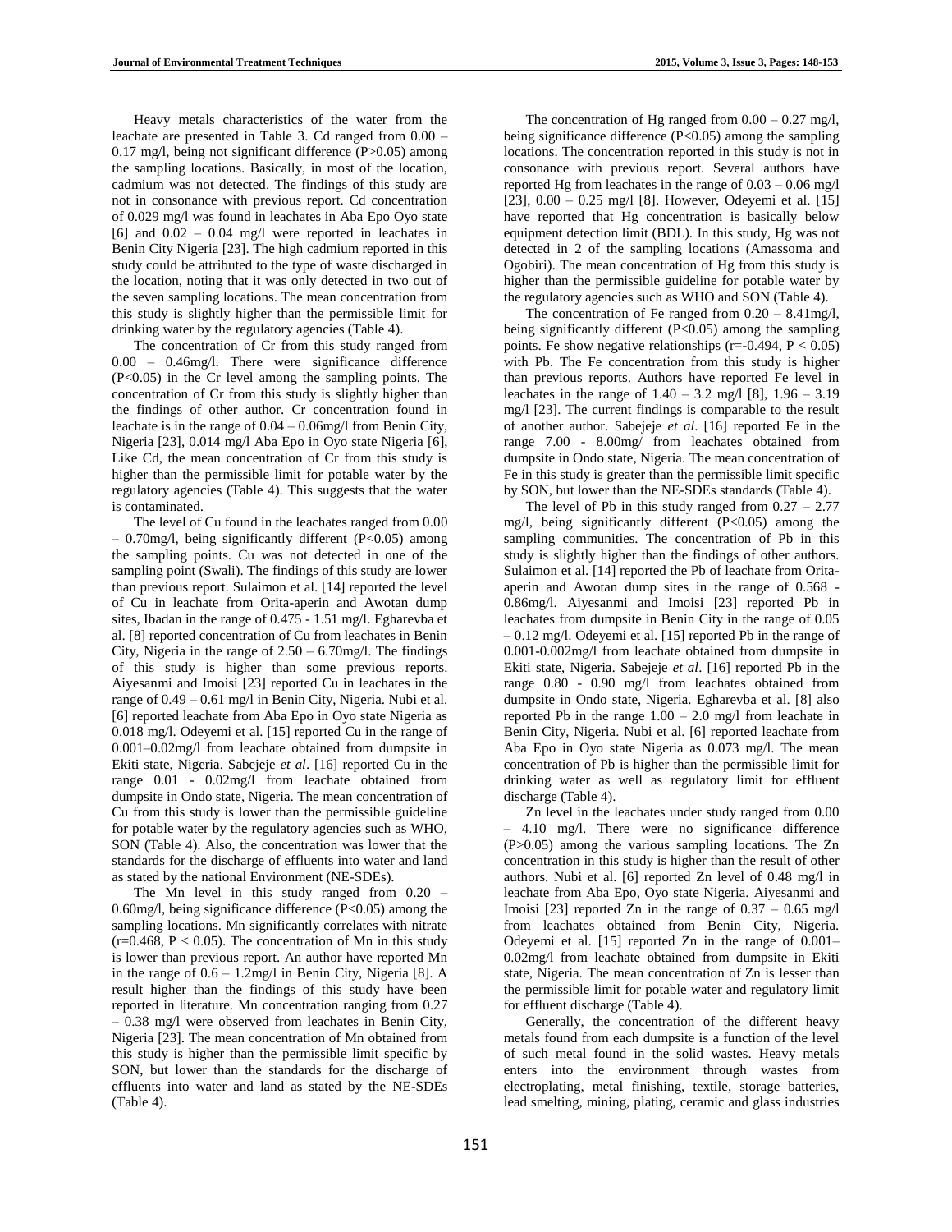Heavy metals characteristics of the water from the leachate are presented in Table 3. Cd ranged from 0.00 – 0.17 mg/l, being not significant difference ($P>0.05$) among the sampling locations. Basically, in most of the location, cadmium was not detected. The findings of this study are not in consonance with previous report. Cd concentration of 0.029 mg/l was found in leachates in Aba Epo Oyo state [6] and 0.02 – 0.04 mg/l were reported in leachates in Benin City Nigeria [23]. The high cadmium reported in this study could be attributed to the type of waste discharged in the location, noting that it was only detected in two out of the seven sampling locations. The mean concentration from this study is slightly higher than the permissible limit for drinking water by the regulatory agencies (Table 4).

The concentration of Cr from this study ranged from 0.00 – 0.46mg/l. There were significance difference ($P<0.05$) in the Cr level among the sampling points. The concentration of Cr from this study is slightly higher than the findings of other author. Cr concentration found in leachate is in the range of 0.04 – 0.06mg/l from Benin City, Nigeria [23], 0.014 mg/l Aba Epo in Oyo state Nigeria [6], Like Cd, the mean concentration of Cr from this study is higher than the permissible limit for potable water by the regulatory agencies (Table 4). This suggests that the water is contaminated.

The level of Cu found in the leachates ranged from 0.00 – 0.70mg/l, being significantly different ($P<0.05$) among the sampling points. Cu was not detected in one of the sampling point (Swali). The findings of this study are lower than previous report. Sulaimon et al. [14] reported the level of Cu in leachate from Orita-aperin and Awotan dump sites, Ibadan in the range of 0.475 - 1.51 mg/l. Egharevba et al. [8] reported concentration of Cu from leachates in Benin City, Nigeria in the range of 2.50 – 6.70mg/l. The findings of this study is higher than some previous reports. Aiyesanmi and Imoisi [23] reported Cu in leachates in the range of 0.49 – 0.61 mg/l in Benin City, Nigeria. Nubi et al. [6] reported leachate from Aba Epo in Oyo state Nigeria as 0.018 mg/l. Odeyemi et al. [15] reported Cu in the range of 0.001–0.02mg/l from leachate obtained from dumpsite in Ekiti state, Nigeria. Sabejeje *et al*. [16] reported Cu in the range 0.01 - 0.02mg/l from leachate obtained from dumpsite in Ondo state, Nigeria. The mean concentration of Cu from this study is lower than the permissible guideline for potable water by the regulatory agencies such as WHO, SON (Table 4). Also, the concentration was lower that the standards for the discharge of effluents into water and land as stated by the national Environment (NE-SDEs).

The Mn level in this study ranged from 0.20 – 0.60mg/l, being significance difference ($P<0.05$) among the sampling locations. Mn significantly correlates with nitrate ($r=0.468$, $P < 0.05$). The concentration of Mn in this study is lower than previous report. An author have reported Mn in the range of 0.6 – 1.2mg/l in Benin City, Nigeria [8]. A result higher than the findings of this study have been reported in literature. Mn concentration ranging from 0.27 – 0.38 mg/l were observed from leachates in Benin City, Nigeria [23]. The mean concentration of Mn obtained from this study is higher than the permissible limit specific by SON, but lower than the standards for the discharge of effluents into water and land as stated by the NE-SDEs (Table 4).

The concentration of Hg ranged from 0.00 – 0.27 mg/l, being significance difference ($P<0.05$) among the sampling locations. The concentration reported in this study is not in consonance with previous report. Several authors have reported Hg from leachates in the range of 0.03 – 0.06 mg/l [23], 0.00 – 0.25 mg/l [8]. However, Odeyemi et al. [15] have reported that Hg concentration is basically below equipment detection limit (BDL). In this study, Hg was not detected in 2 of the sampling locations (Amassoma and Ogobiri). The mean concentration of Hg from this study is higher than the permissible guideline for potable water by the regulatory agencies such as WHO and SON (Table 4).

The concentration of Fe ranged from 0.20 – 8.41mg/l, being significantly different ($P<0.05$) among the sampling points. Fe show negative relationships ($r=-0.494$, $P < 0.05$) with Pb. The Fe concentration from this study is higher than previous reports. Authors have reported Fe level in leachates in the range of 1.40 – 3.2 mg/l [8], 1.96 – 3.19 mg/l [23]. The current findings is comparable to the result of another author. Sabejeje *et al*. [16] reported Fe in the range 7.00 - 8.00mg/ from leachates obtained from dumpsite in Ondo state, Nigeria. The mean concentration of Fe in this study is greater than the permissible limit specific by SON, but lower than the NE-SDEs standards (Table 4).

The level of Pb in this study ranged from 0.27 – 2.77 mg/l, being significantly different ($P<0.05$) among the sampling communities. The concentration of Pb in this study is slightly higher than the findings of other authors. Sulaimon et al. [14] reported the Pb of leachate from Orita-aperin and Awotan dump sites in the range of 0.568 - 0.86mg/l. Aiyesanmi and Imoisi [23] reported Pb in leachates from dumpsite in Benin City in the range of 0.05 – 0.12 mg/l. Odeyemi et al. [15] reported Pb in the range of 0.001-0.002mg/l from leachate obtained from dumpsite in Ekiti state, Nigeria. Sabejeje *et al*. [16] reported Pb in the range 0.80 - 0.90 mg/l from leachates obtained from dumpsite in Ondo state, Nigeria. Egharevba et al. [8] also reported Pb in the range 1.00 – 2.0 mg/l from leachate in Benin City, Nigeria. Nubi et al. [6] reported leachate from Aba Epo in Oyo state Nigeria as 0.073 mg/l. The mean concentration of Pb is higher than the permissible limit for drinking water as well as regulatory limit for effluent discharge (Table 4).

Zn level in the leachates under study ranged from 0.00 – 4.10 mg/l. There were no significance difference ($P>0.05$) among the various sampling locations. The Zn concentration in this study is higher than the result of other authors. Nubi et al. [6] reported Zn level of 0.48 mg/l in leachate from Aba Epo, Oyo state Nigeria. Aiyesanmi and Imoisi [23] reported Zn in the range of 0.37 – 0.65 mg/l from leachates obtained from Benin City, Nigeria. Odeyemi et al. [15] reported Zn in the range of 0.001–0.02mg/l from leachate obtained from dumpsite in Ekiti state, Nigeria. The mean concentration of Zn is lesser than the permissible limit for potable water and regulatory limit for effluent discharge (Table 4).

Generally, the concentration of the different heavy metals found from each dumpsite is a function of the level of such metal found in the solid wastes. Heavy metals enters into the environment through wastes from electroplating, metal finishing, textile, storage batteries, lead smelting, mining, plating, ceramic and glass industries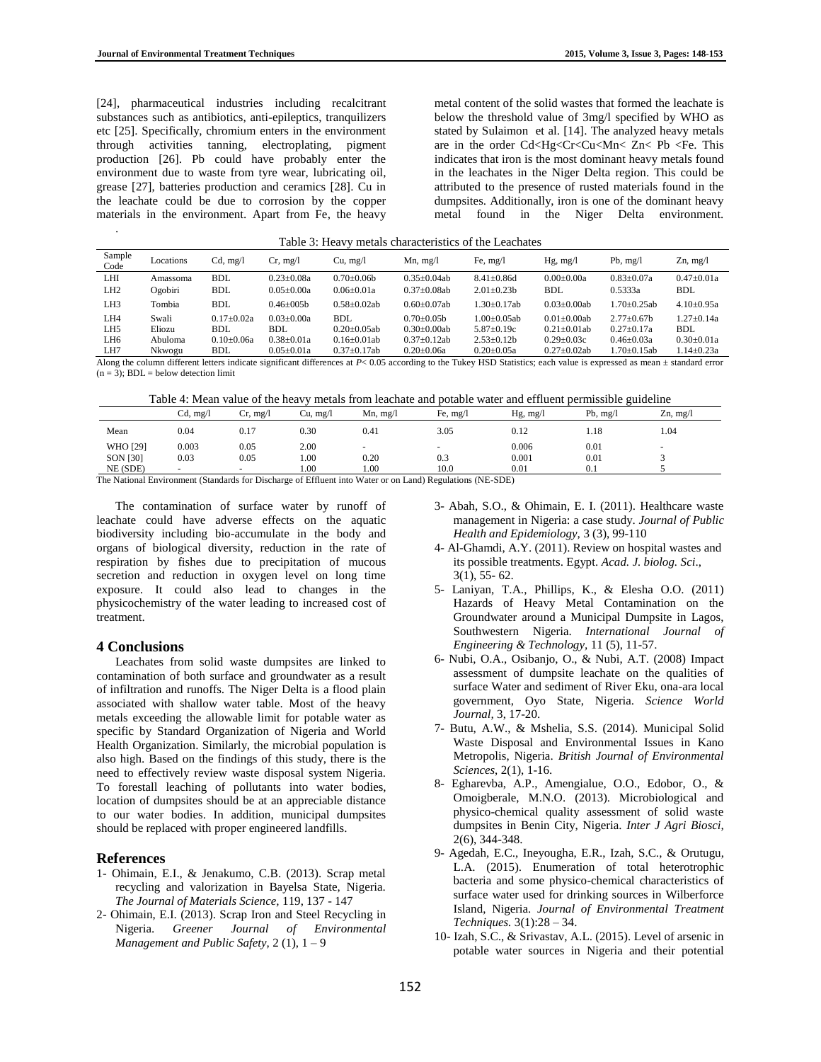[24], pharmaceutical industries including recalcitrant substances such as antibiotics, anti-epileptics, tranquilizers etc [25]. Specifically, chromium enters in the environment through activities tanning, electroplating, pigment production [26]. Pb could have probably enter the environment due to waste from tyre wear, lubricating oil, grease [27], batteries production and ceramics [28]. Cu in the leachate could be due to corrosion by the copper materials in the environment. Apart from Fe, the heavy metal content of the solid wastes that formed the leachate is below the threshold value of 3mg/l specified by WHO as stated by Sulaimon et al. [14]. The analyzed heavy metals are in the order Cd<Hg<Cr<Cu<Mn< Zn< Pb <Fe. This indicates that iron is the most dominant heavy metals found in the leachates in the Niger Delta region. This could be attributed to the presence of rusted materials found in the dumpsites. Additionally, iron is one of the dominant heavy metal found in the Niger Delta environment.

Table 3: Heavy metals characteristics of the Leachates

| Sample Code | Locations | Cd, mg/l | Cr, mg/l | Cu, mg/l | Mn, mg/l | Fe, mg/l | Hg, mg/l | Pb, mg/l | Zn, mg/l |
|---|---|---|---|---|---|---|---|---|---|
| LHI | Amassoma | BDL | 0.23±0.08a | 0.70±0.06b | 0.35±0.04ab | 8.41±0.86d | 0.00±0.00a | 0.83±0.07a | 0.47±0.01a |
| LH2 | Ogobiri | BDL | 0.05±0.00a | 0.06±0.01a | 0.37±0.08ab | 2.01±0.23b | BDL | 0.5333a | BDL |
| LH3 | Tombia | BDL | 0.46±005b | 0.58±0.02ab | 0.60±0.07ab | 1.30±0.17ab | 0.03±0.00ab | 1.70±0.25ab | 4.10±0.95a |
| LH4 | Swali | 0.17±0.02a | 0.03±0.00a | BDL | 0.70±0.05b | 1.00±0.05ab | 0.01±0.00ab | 2.77±0.67b | 1.27±0.14a |
| LH5 | Eliozu | BDL | BDL | 0.20±0.05ab | 0.30±0.00ab | 5.87±0.19c | 0.21±0.01ab | 0.27±0.17a | BDL |
| LH6 | Abuloma | 0.10±0.06a | 0.38±0.01a | 0.16±0.01ab | 0.37±0.12ab | 2.53±0.12b | 0.29±0.03c | 0.46±0.03a | 0.30±0.01a |
| LH7 | Nkwogu | BDL | 0.05±0.01a | 0.37±0.17ab | 0.20±0.06a | 0.20±0.05a | 0.27±0.02ab | 1.70±0.15ab | 1.14±0.23a |

Along the column different letters indicate significant differences at $P< 0.05$ according to the Tukey HSD Statistics; each value is expressed as mean ± standard error ($n = 3$); BDL = below detection limit

Table 4: Mean value of the heavy metals from leachate and potable water and effluent permissible guideline

| | Cd, mg/l | Cr, mg/l | Cu, mg/l | Mn, mg/l | Fe, mg/l | Hg, mg/l | Pb, mg/l | Zn, mg/l |
|---|---|---|---|---|---|---|---|---|
| Mean | 0.04 | 0.17 | 0.30 | 0.41 | 3.05 | 0.12 | 1.18 | 1.04 |
| WHO [29] | 0.003 | 0.05 | 2.00 | - | - | 0.006 | 0.01 | - |
| SON [30] | 0.03 | 0.05 | 1.00 | 0.20 | 0.3 | 0.001 | 0.01 | 3 |
| NE (SDE) | - | - | 1.00 | 1.00 | 10.0 | 0.01 | 0.1 | 5 |

The National Environment (Standards for Discharge of Effluent into Water or on Land) Regulations (NE-SDE)

The contamination of surface water by runoff of leachate could have adverse effects on the aquatic biodiversity including bio-accumulate in the body and organs of biological diversity, reduction in the rate of respiration by fishes due to precipitation of mucous secretion and reduction in oxygen level on long time exposure. It could also lead to changes in the physicochemistry of the water leading to increased cost of treatment.

## 4 Conclusions

Leachates from solid waste dumpsites are linked to contamination of both surface and groundwater as a result of infiltration and runoffs. The Niger Delta is a flood plain associated with shallow water table. Most of the heavy metals exceeding the allowable limit for potable water as specific by Standard Organization of Nigeria and World Health Organization. Similarly, the microbial population is also high. Based on the findings of this study, there is the need to effectively review waste disposal system Nigeria. To forestall leaching of pollutants into water bodies, location of dumpsites should be at an appreciable distance to our water bodies. In addition, municipal dumpsites should be replaced with proper engineered landfills.

## References

1- Ohimain, E.I., & Jenakumo, C.B. (2013). Scrap metal recycling and valorization in Bayelsa State, Nigeria. *The Journal of Materials Science,* 119, 137 - 147

2- Ohimain, E.I. (2013). Scrap Iron and Steel Recycling in Nigeria. *Greener Journal of Environmental Management and Public Safety,* 2 (1), 1 – 9

3- Abah, S.O., & Ohimain, E. I. (2011). Healthcare waste management in Nigeria: a case study. *Journal of Public Health and Epidemiology,* 3 (3), 99-110

4- Al-Ghamdi, A.Y. (2011). Review on hospital wastes and its possible treatments. Egypt. *Acad. J. biolog. Sci*., 3(1), 55- 62.

5- Laniyan, T.A., Phillips, K., & Elesha O.O. (2011) Hazards of Heavy Metal Contamination on the Groundwater around a Municipal Dumpsite in Lagos, Southwestern Nigeria. *International Journal of Engineering & Technology,* 11 (5), 11-57.

6- Nubi, O.A., Osibanjo, O., & Nubi, A.T. (2008) Impact assessment of dumpsite leachate on the qualities of surface Water and sediment of River Eku, ona-ara local government, Oyo State, Nigeria. *Science World Journal,* 3, 17-20.

7- Butu, A.W., & Mshelia, S.S. (2014). Municipal Solid Waste Disposal and Environmental Issues in Kano Metropolis, Nigeria. *British Journal of Environmental Sciences,* 2(1), 1-16.

8- Egharevba, A.P., Amengialue, O.O., Edobor, O., & Omoigberale, M.N.O. (2013). Microbiological and physico-chemical quality assessment of solid waste dumpsites in Benin City, Nigeria. *Inter J Agri Biosci,* 2(6), 344-348.

9- Agedah, E.C., Ineyougha, E.R., Izah, S.C., & Orutugu, L.A. (2015). Enumeration of total heterotrophic bacteria and some physico-chemical characteristics of surface water used for drinking sources in Wilberforce Island, Nigeria. *Journal of Environmental Treatment Techniques.* 3(1):28 – 34.

10- Izah, S.C., & Srivastav, A.L. (2015). Level of arsenic in potable water sources in Nigeria and their potential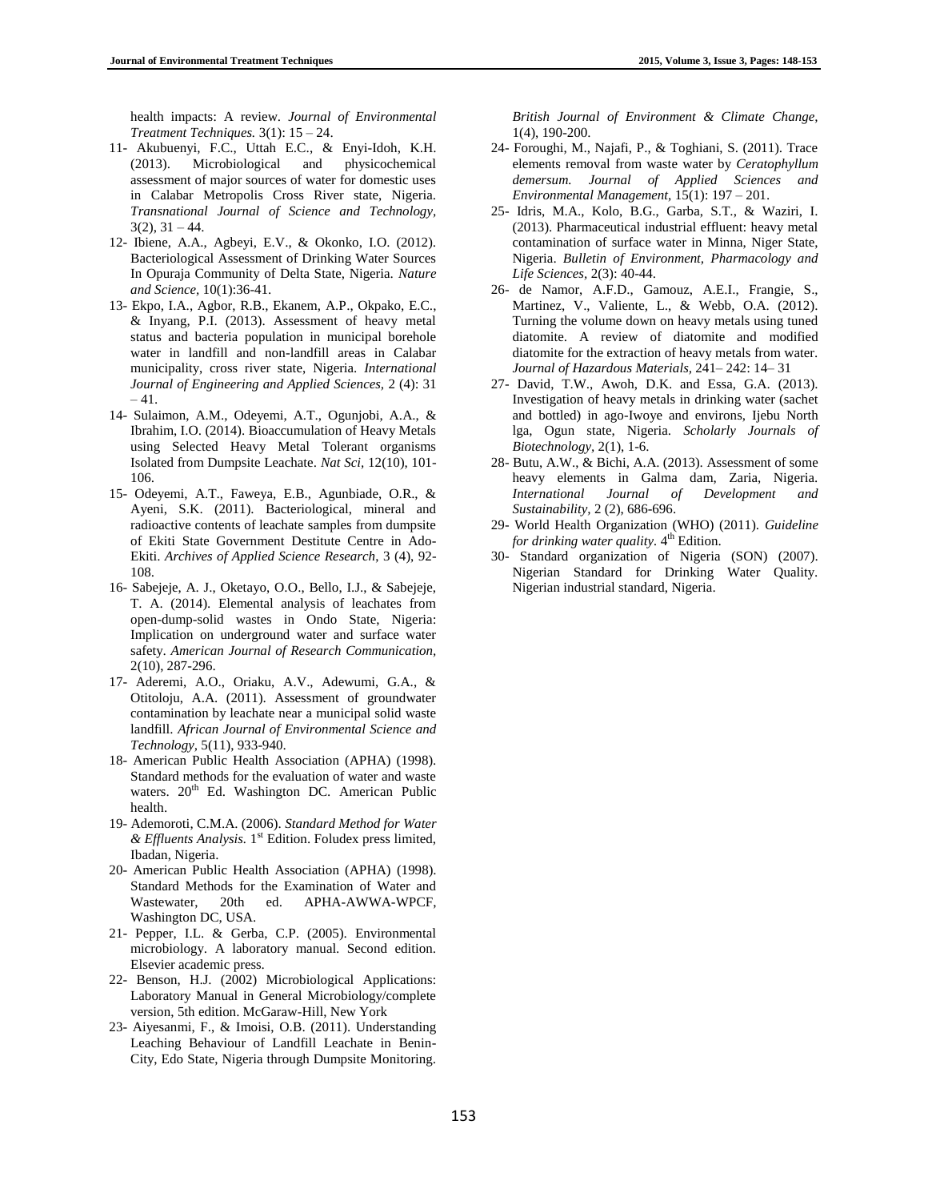health impacts: A review. *Journal of Environmental Treatment Techniques.* 3(1): 15 – 24.

11- Akubuenyi, F.C., Uttah E.C., & Enyi-Idoh, K.H. (2013). Microbiological and physicochemical assessment of major sources of water for domestic uses in Calabar Metropolis Cross River state, Nigeria. *Transnational Journal of Science and Technology,* 3(2), 31 – 44.

12- Ibiene, A.A., Agbeyi, E.V., & Okonko, I.O. (2012). Bacteriological Assessment of Drinking Water Sources In Opuraja Community of Delta State, Nigeria. *Nature and Science,* 10(1):36-41.

13- Ekpo, I.A., Agbor, R.B., Ekanem, A.P., Okpako, E.C., & Inyang, P.I. (2013). Assessment of heavy metal status and bacteria population in municipal borehole water in landfill and non-landfill areas in Calabar municipality, cross river state, Nigeria. *International Journal of Engineering and Applied Sciences,* 2 (4): 31 – 41.

14- Sulaimon, A.M., Odeyemi, A.T., Ogunjobi, A.A., & Ibrahim, I.O. (2014). Bioaccumulation of Heavy Metals using Selected Heavy Metal Tolerant organisms Isolated from Dumpsite Leachate. *Nat Sci,* 12(10), 101-106.

15- Odeyemi, A.T., Faweya, E.B., Agunbiade, O.R., & Ayeni, S.K. (2011). Bacteriological, mineral and radioactive contents of leachate samples from dumpsite of Ekiti State Government Destitute Centre in Ado-Ekiti. *Archives of Applied Science Research,* 3 (4), 92-108.

16- Sabejeje, A. J., Oketayo, O.O., Bello, I.J., & Sabejeje, T. A. (2014). Elemental analysis of leachates from open-dump-solid wastes in Ondo State, Nigeria: Implication on underground water and surface water safety. *American Journal of Research Communication,* 2(10), 287-296.

17- Aderemi, A.O., Oriaku, A.V., Adewumi, G.A., & Otitoloju, A.A. (2011). Assessment of groundwater contamination by leachate near a municipal solid waste landfill. *African Journal of Environmental Science and Technology,* 5(11), 933-940.

18- American Public Health Association (APHA) (1998). Standard methods for the evaluation of water and waste waters. 20th Ed. Washington DC. American Public health.

19- Ademoroti, C.M.A. (2006). *Standard Method for Water & Effluents Analysis.* 1st Edition. Foludex press limited, Ibadan, Nigeria.

20- American Public Health Association (APHA) (1998). Standard Methods for the Examination of Water and Wastewater, 20th ed. APHA-AWWA-WPCF, Washington DC, USA.

21- Pepper, I.L. & Gerba, C.P. (2005). Environmental microbiology. A laboratory manual. Second edition. Elsevier academic press.

22- Benson, H.J. (2002) Microbiological Applications: Laboratory Manual in General Microbiology/complete version, 5th edition. McGaraw-Hill, New York

23- Aiyesanmi, F., & Imoisi, O.B. (2011). Understanding Leaching Behaviour of Landfill Leachate in Benin-City, Edo State, Nigeria through Dumpsite Monitoring. *British Journal of Environment & Climate Change,* 1(4), 190-200.

24- Foroughi, M., Najafi, P., & Toghiani, S. (2011). Trace elements removal from waste water by *Ceratophyllum demersum. Journal of Applied Sciences and Environmental Management,* 15(1): 197 – 201.

25- Idris, M.A., Kolo, B.G., Garba, S.T., & Waziri, I. (2013). Pharmaceutical industrial effluent: heavy metal contamination of surface water in Minna, Niger State, Nigeria. *Bulletin of Environment, Pharmacology and Life Sciences,* 2(3): 40-44.

26- de Namor, A.F.D., Gamouz, A.E.I., Frangie, S., Martinez, V., Valiente, L., & Webb, O.A. (2012). Turning the volume down on heavy metals using tuned diatomite. A review of diatomite and modified diatomite for the extraction of heavy metals from water. *Journal of Hazardous Materials,* 241– 242: 14– 31

27- David, T.W., Awoh, D.K. and Essa, G.A. (2013). Investigation of heavy metals in drinking water (sachet and bottled) in ago-Iwoye and environs, Ijebu North lga, Ogun state, Nigeria. *Scholarly Journals of Biotechnology,* 2(1), 1-6.

28- Butu, A.W., & Bichi, A.A. (2013). Assessment of some heavy elements in Galma dam, Zaria, Nigeria. *International Journal of Development and Sustainability,* 2 (2), 686-696.

29- World Health Organization (WHO) (2011). *Guideline for drinking water quality.* 4th Edition.

30- Standard organization of Nigeria (SON) (2007). Nigerian Standard for Drinking Water Quality. Nigerian industrial standard, Nigeria.